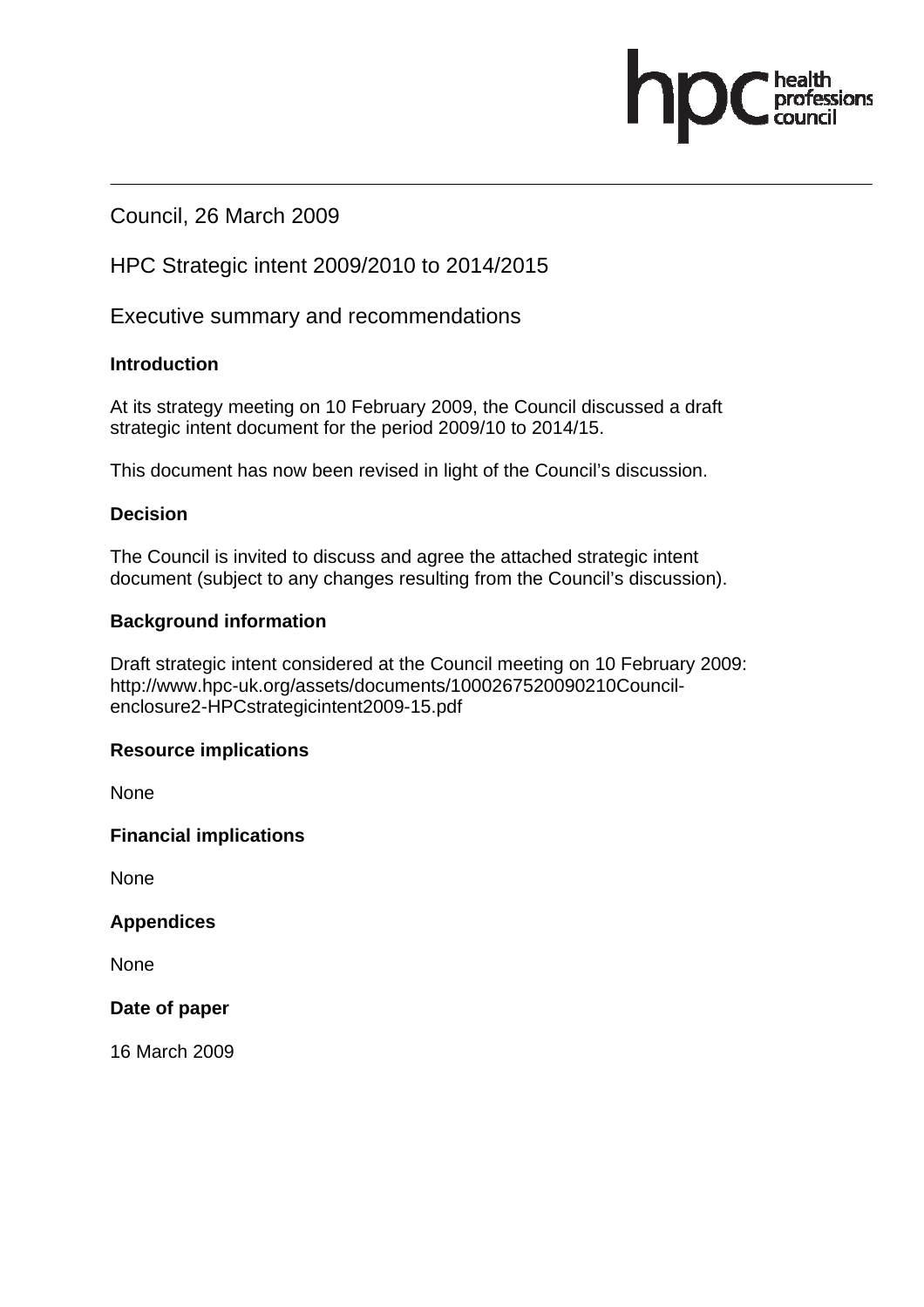Council, 26 March 2009

HPC Strategic intent 2009/2010 to 2014/2015

Executive summary and recommendations

**Introduction**

At its strategy meeting on 10 February 2009, the Council discussed a draft strategic intent document for the period 2009/10 to 2014/15.

This document has now been revised in light of the Council's discussion.

**Decision**

The Council is invited to discuss and agree the attached strategic intent document (subject to any changes resulting from the Council's discussion).

**Background information**

Draft strategic intent considered at the Council meeting on 10 February 2009: http://www.hpc-uk.org/assets/documents/1000267520090210Council-enclosure2-HPCstrategicintent2009-15.pdf

**Resource implications**

None

**Financial implications**

None

**Appendices**

None

**Date of paper**

16 March 2009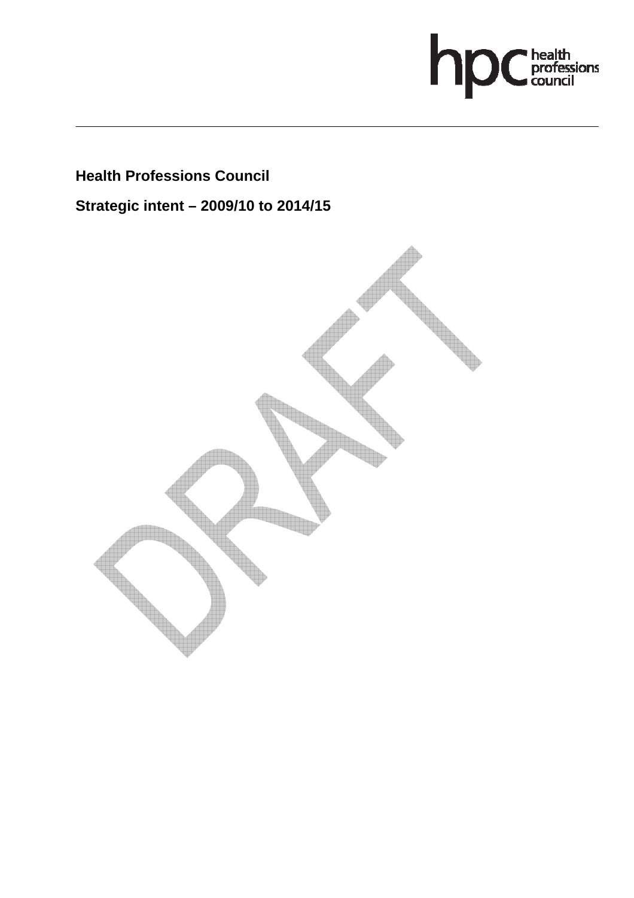**Health Professions Council**

**Strategic intent – 2009/10 to 2014/15**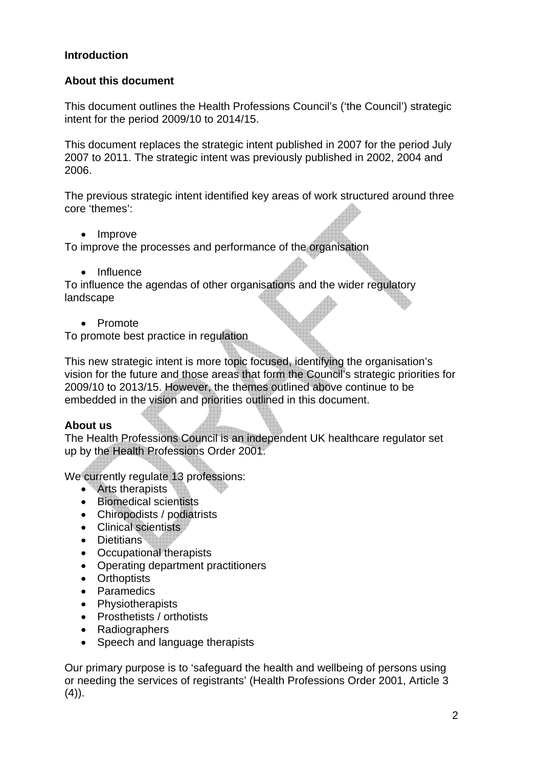## Introduction

### About this document

This document outlines the Health Professions Council's ('the Council') strategic intent for the period 2009/10 to 2014/15.

This document replaces the strategic intent published in 2007 for the period July 2007 to 2011. The strategic intent was previously published in 2002, 2004 and 2006.

The previous strategic intent identified key areas of work structured around three core 'themes':

- Improve

To improve the processes and performance of the organisation

- Influence

To influence the agendas of other organisations and the wider regulatory landscape

- Promote

To promote best practice in regulation

This new strategic intent is more topic focused, identifying the organisation's vision for the future and those areas that form the Council's strategic priorities for 2009/10 to 2013/15. However, the themes outlined above continue to be embedded in the vision and priorities outlined in this document.

### About us

The Health Professions Council is an independent UK healthcare regulator set up by the Health Professions Order 2001.

We currently regulate 13 professions:

- Arts therapists
- Biomedical scientists
- Chiropodists / podiatrists
- Clinical scientists
- Dietitians
- Occupational therapists
- Operating department practitioners
- Orthoptists
- Paramedics
- Physiotherapists
- Prosthetists / orthotists
- Radiographers
- Speech and language therapists

Our primary purpose is to 'safeguard the health and wellbeing of persons using or needing the services of registrants' (Health Professions Order 2001, Article 3 (4)).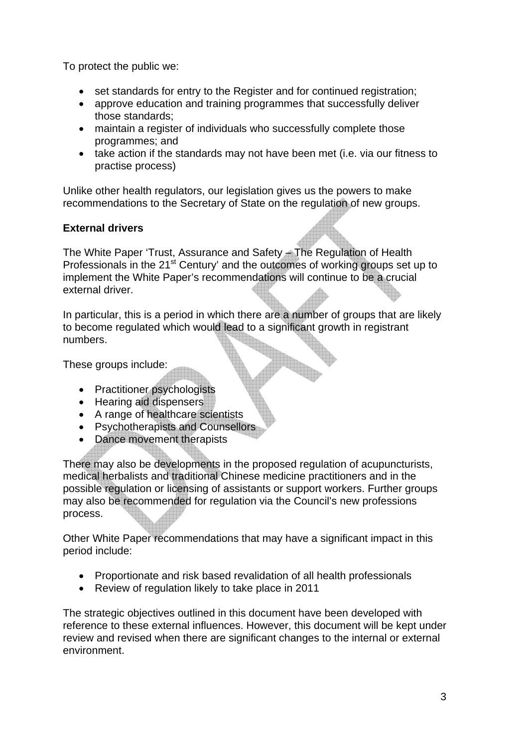To protect the public we:

- set standards for entry to the Register and for continued registration;
- approve education and training programmes that successfully deliver those standards;
- maintain a register of individuals who successfully complete those programmes; and
- take action if the standards may not have been met (i.e. via our fitness to practise process)

Unlike other health regulators, our legislation gives us the powers to make recommendations to the Secretary of State on the regulation of new groups.

**External drivers**

The White Paper 'Trust, Assurance and Safety – The Regulation of Health Professionals in the 21st Century' and the outcomes of working groups set up to implement the White Paper's recommendations will continue to be a crucial external driver.

In particular, this is a period in which there are a number of groups that are likely to become regulated which would lead to a significant growth in registrant numbers.

These groups include:

- Practitioner psychologists
- Hearing aid dispensers
- A range of healthcare scientists
- Psychotherapists and Counsellors
- Dance movement therapists

There may also be developments in the proposed regulation of acupuncturists, medical herbalists and traditional Chinese medicine practitioners and in the possible regulation or licensing of assistants or support workers. Further groups may also be recommended for regulation via the Council's new professions process.

Other White Paper recommendations that may have a significant impact in this period include:

- Proportionate and risk based revalidation of all health professionals
- Review of regulation likely to take place in 2011

The strategic objectives outlined in this document have been developed with reference to these external influences. However, this document will be kept under review and revised when there are significant changes to the internal or external environment.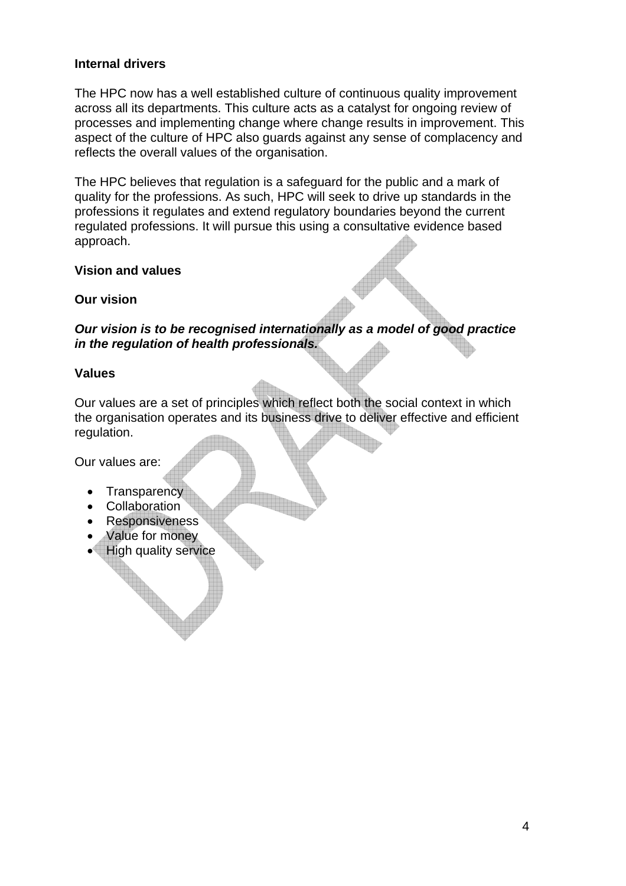**Internal drivers**

The HPC now has a well established culture of continuous quality improvement across all its departments. This culture acts as a catalyst for ongoing review of processes and implementing change where change results in improvement. This aspect of the culture of HPC also guards against any sense of complacency and reflects the overall values of the organisation.

The HPC believes that regulation is a safeguard for the public and a mark of quality for the professions. As such, HPC will seek to drive up standards in the professions it regulates and extend regulatory boundaries beyond the current regulated professions. It will pursue this using a consultative evidence based approach.

## Vision and values

### Our vision

***Our vision is to be recognised internationally as a model of good practice in the regulation of health professionals.***

### Values

Our values are a set of principles which reflect both the social context in which the organisation operates and its business drive to deliver effective and efficient regulation.

Our values are:

- Transparency
- Collaboration
- Responsiveness
- Value for money
- High quality service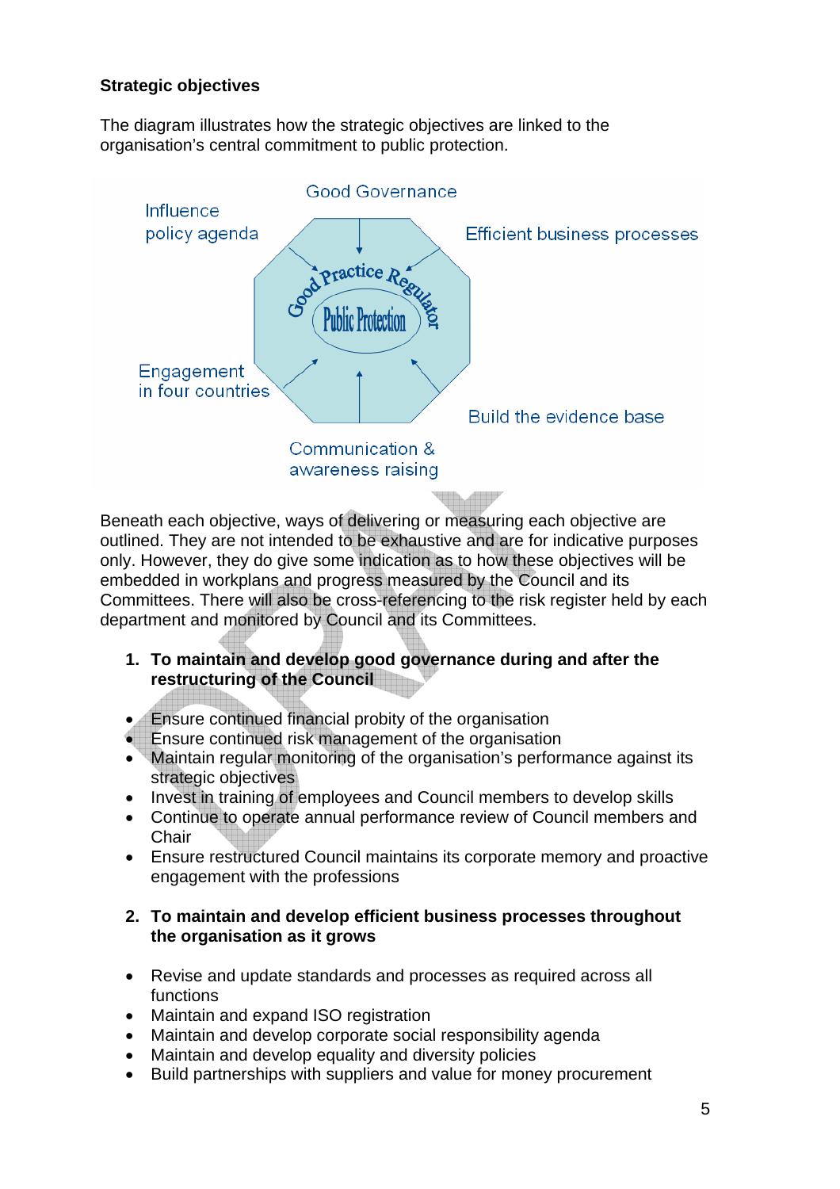**Strategic objectives**

The diagram illustrates how the strategic objectives are linked to the organisation's central commitment to public protection.

Good Governance

Influence policy agenda

Efficient business processes

Good Practice Regulator

Public Protection

Engagement in four countries

Build the evidence base

Communication & awareness raising

Beneath each objective, ways of delivering or measuring each objective are outlined. They are not intended to be exhaustive and are for indicative purposes only. However, they do give some indication as to how these objectives will be embedded in workplans and progress measured by the Council and its Committees. There will also be cross-referencing to the risk register held by each department and monitored by Council and its Committees.

1. **To maintain and develop good governance during and after the restructuring of the Council**

- Ensure continued financial probity of the organisation
- Ensure continued risk management of the organisation
- Maintain regular monitoring of the organisation's performance against its strategic objectives
- Invest in training of employees and Council members to develop skills
- Continue to operate annual performance review of Council members and Chair
- Ensure restructured Council maintains its corporate memory and proactive engagement with the professions

2. **To maintain and develop efficient business processes throughout the organisation as it grows**

- Revise and update standards and processes as required across all functions
- Maintain and expand ISO registration
- Maintain and develop corporate social responsibility agenda
- Maintain and develop equality and diversity policies
- Build partnerships with suppliers and value for money procurement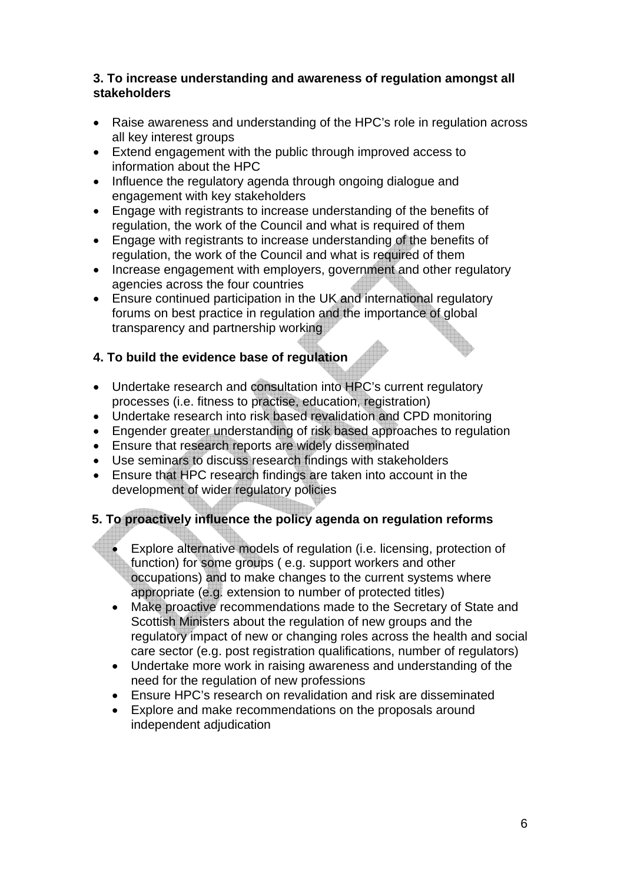**3. To increase understanding and awareness of regulation amongst all stakeholders**

- Raise awareness and understanding of the HPC's role in regulation across all key interest groups
- Extend engagement with the public through improved access to information about the HPC
- Influence the regulatory agenda through ongoing dialogue and engagement with key stakeholders
- Engage with registrants to increase understanding of the benefits of regulation, the work of the Council and what is required of them
- Engage with registrants to increase understanding of the benefits of regulation, the work of the Council and what is required of them
- Increase engagement with employers, government and other regulatory agencies across the four countries
- Ensure continued participation in the UK and international regulatory forums on best practice in regulation and the importance of global transparency and partnership working

**4. To build the evidence base of regulation**

- Undertake research and consultation into HPC's current regulatory processes (i.e. fitness to practise, education, registration)
- Undertake research into risk based revalidation and CPD monitoring
- Engender greater understanding of risk based approaches to regulation
- Ensure that research reports are widely disseminated
- Use seminars to discuss research findings with stakeholders
- Ensure that HPC research findings are taken into account in the development of wider regulatory policies

**5. To proactively influence the policy agenda on regulation reforms**

- Explore alternative models of regulation (i.e. licensing, protection of function) for some groups ( e.g. support workers and other occupations) and to make changes to the current systems where appropriate (e.g. extension to number of protected titles)
- Make proactive recommendations made to the Secretary of State and Scottish Ministers about the regulation of new groups and the regulatory impact of new or changing roles across the health and social care sector (e.g. post registration qualifications, number of regulators)
- Undertake more work in raising awareness and understanding of the need for the regulation of new professions
- Ensure HPC's research on revalidation and risk are disseminated
- Explore and make recommendations on the proposals around independent adjudication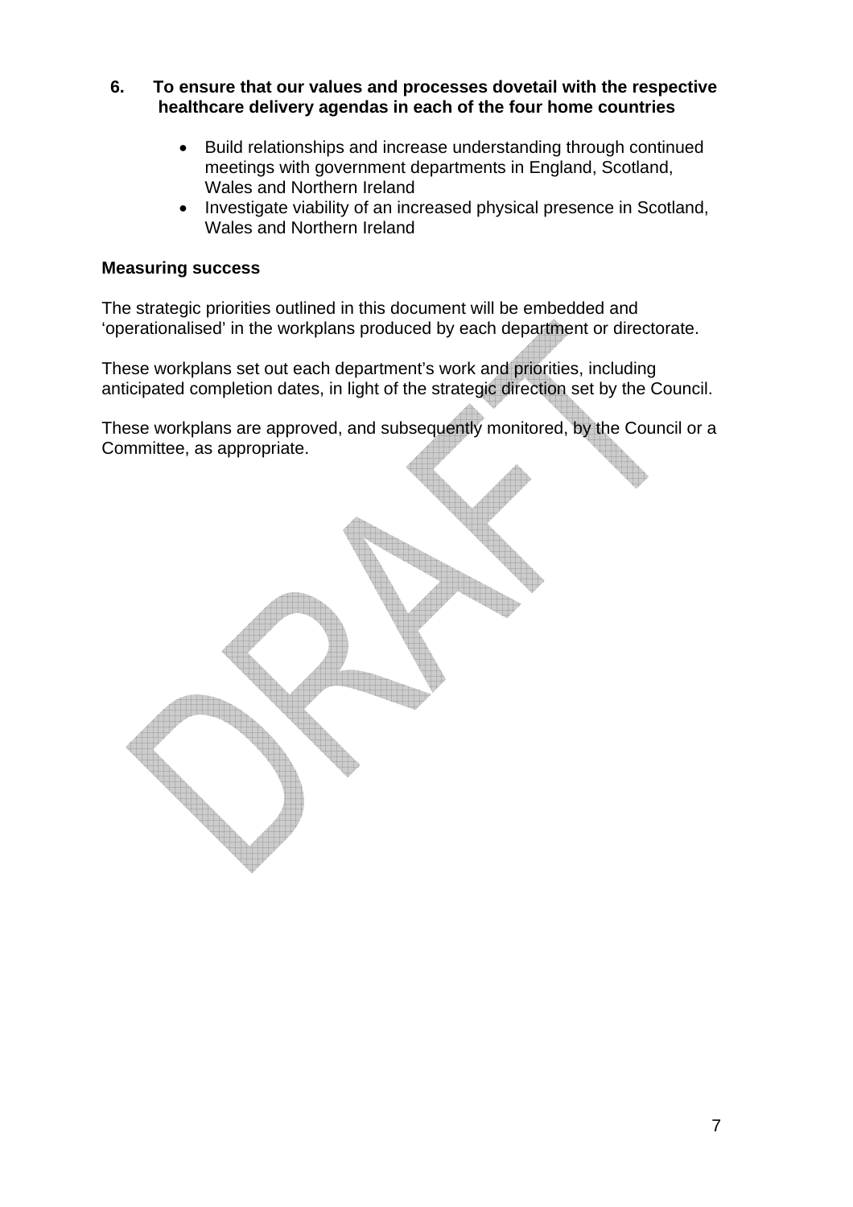6. **To ensure that our values and processes dovetail with the respective healthcare delivery agendas in each of the four home countries**

   - Build relationships and increase understanding through continued meetings with government departments in England, Scotland, Wales and Northern Ireland
   - Investigate viability of an increased physical presence in Scotland, Wales and Northern Ireland

**Measuring success**

The strategic priorities outlined in this document will be embedded and 'operationalised' in the workplans produced by each department or directorate.

These workplans set out each department's work and priorities, including anticipated completion dates, in light of the strategic direction set by the Council.

These workplans are approved, and subsequently monitored, by the Council or a Committee, as appropriate.